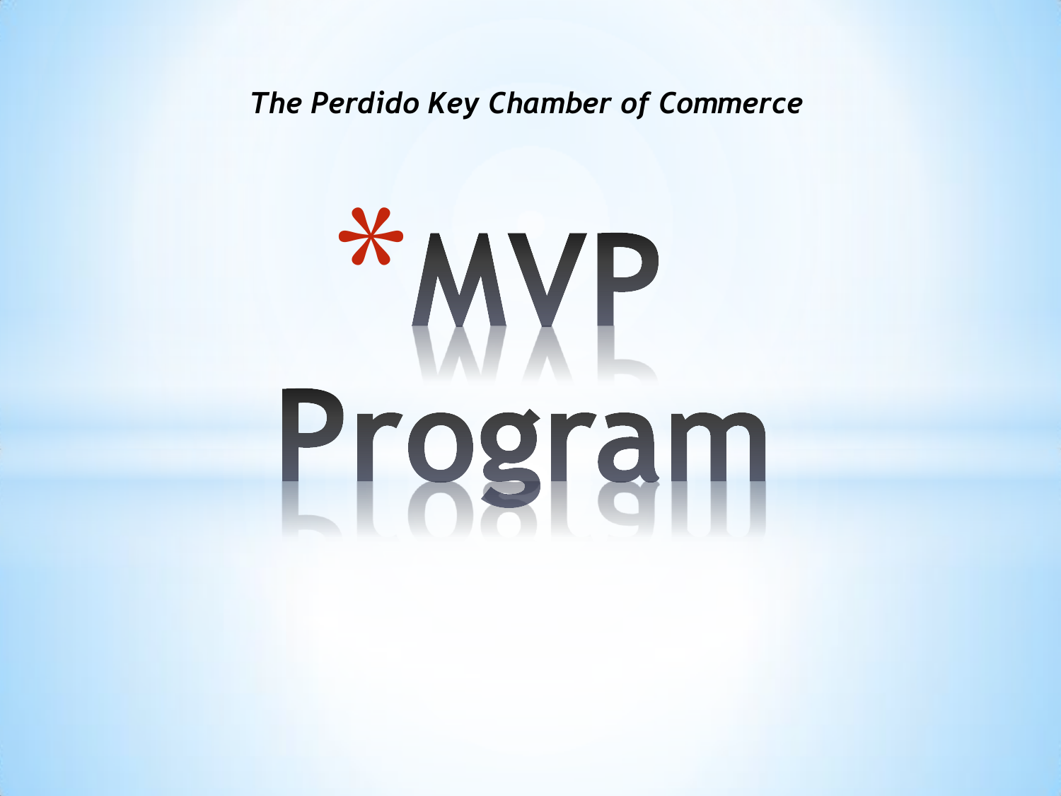*The Perdido Key Chamber of Commerce*

# *MVP Program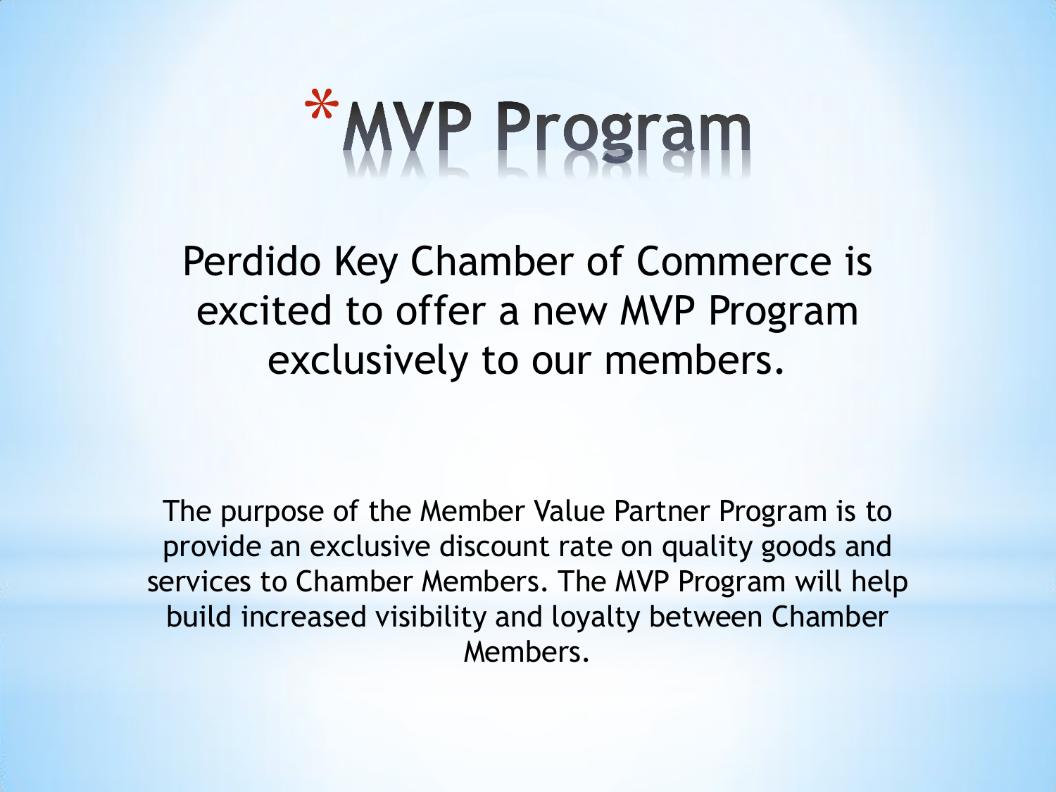# *MVP Program

Perdido Key Chamber of Commerce is excited to offer a new MVP Program exclusively to our members.

The purpose of the Member Value Partner Program is to provide an exclusive discount rate on quality goods and services to Chamber Members. The MVP Program will help build increased visibility and loyalty between Chamber Members.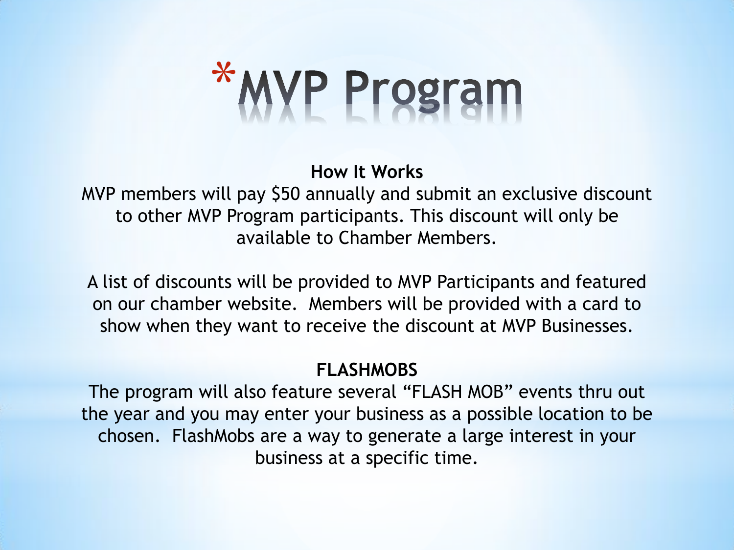# *MVP Program

**How It Works**

MVP members will pay $50 annually and submit an exclusive discount to other MVP Program participants. This discount will only be available to Chamber Members.

A list of discounts will be provided to MVP Participants and featured on our chamber website. Members will be provided with a card to show when they want to receive the discount at MVP Businesses.

**FLASHMOBS**

The program will also feature several "FLASH MOB" events thru out the year and you may enter your business as a possible location to be chosen. FlashMobs are a way to generate a large interest in your business at a specific time.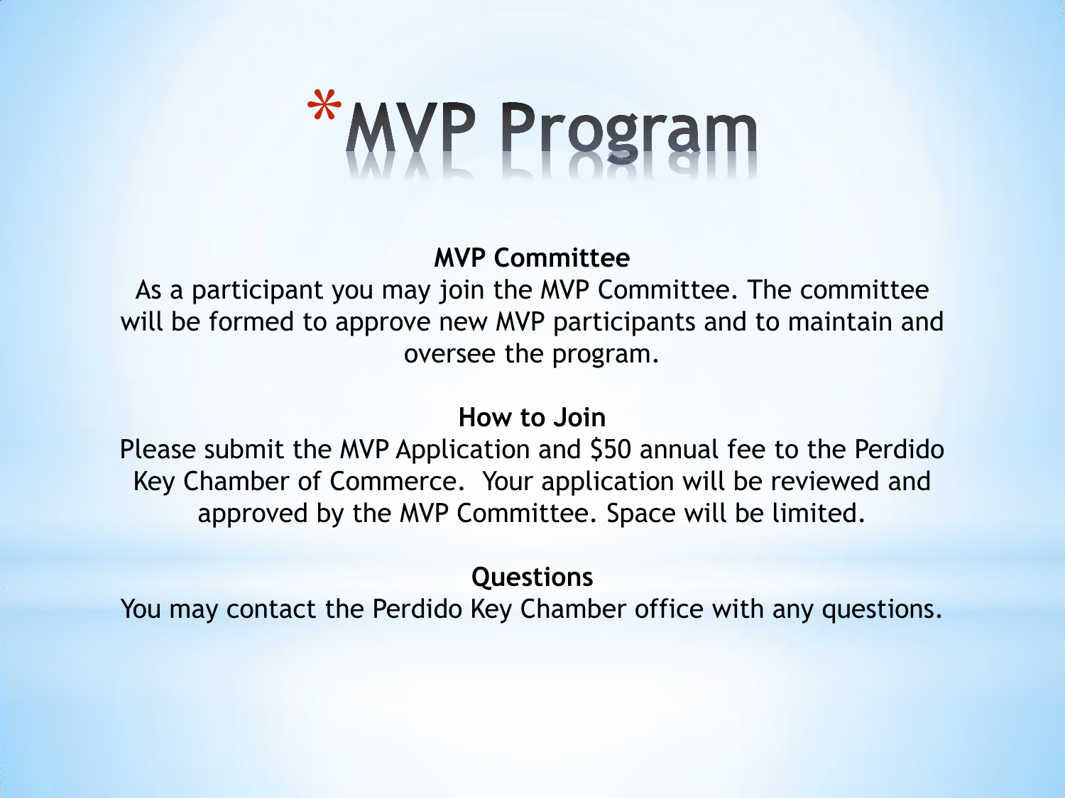# *MVP Program

**MVP Committee**

As a participant you may join the MVP Committee. The committee will be formed to approve new MVP participants and to maintain and oversee the program.

**How to Join**

Please submit the MVP Application and $50 annual fee to the Perdido Key Chamber of Commerce. Your application will be reviewed and approved by the MVP Committee. Space will be limited.

**Questions**

You may contact the Perdido Key Chamber office with any questions.